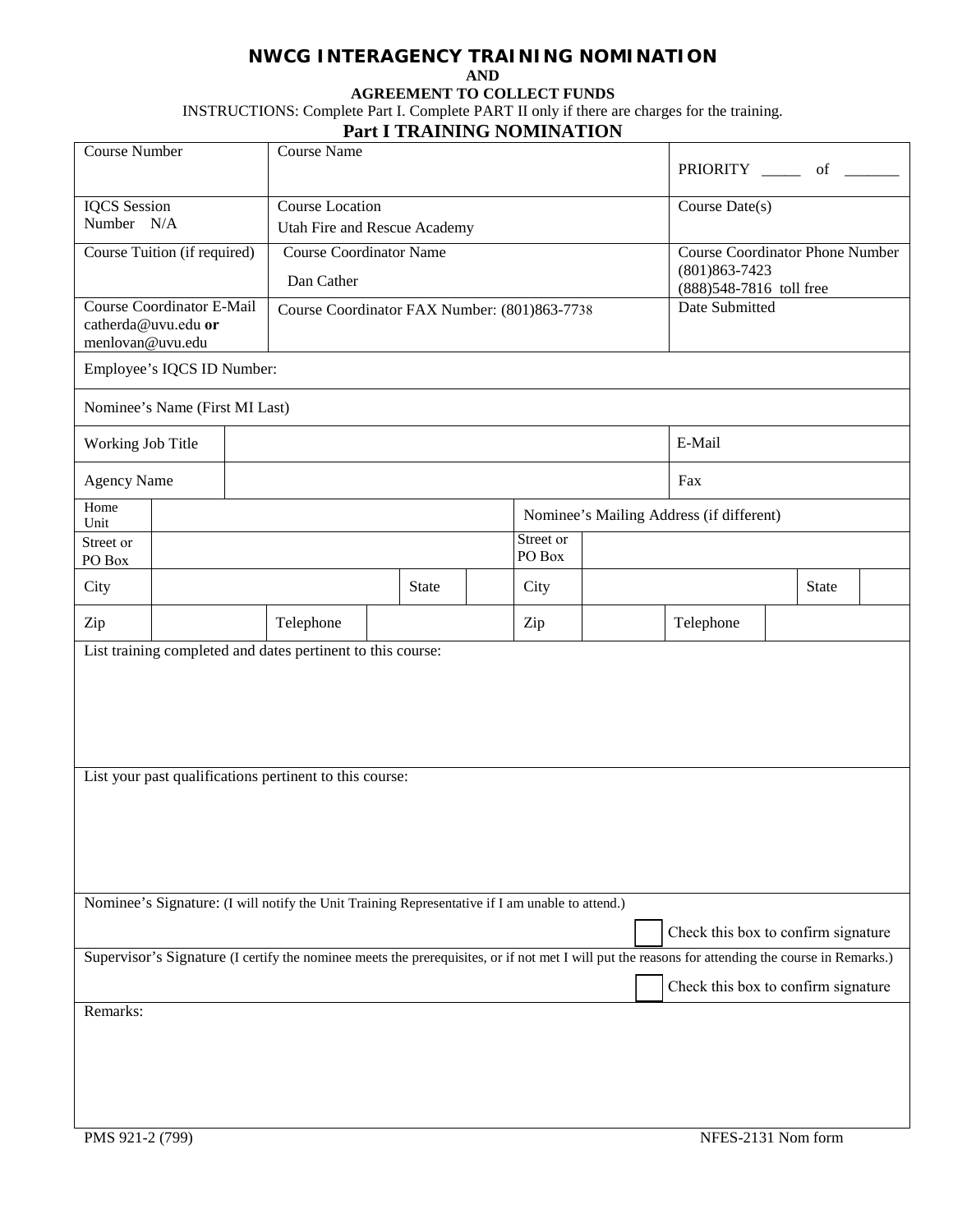# NWCG INTERAGENCY TRAINING NOMINATION

**AND**

**AGREEMENT TO COLLECT FUNDS**

INSTRUCTIONS: Complete Part I. Complete PART II only if there are charges for the training.

## Part I TRAINING NOMINATION

| Course Number | Course Name | PRIORITY _____ of _______ |
|---|---|---|
| IQCS Session Number N/A | Course Location<br>Utah Fire and Rescue Academy | Course Date(s) |
| Course Tuition (if required) | Course Coordinator Name<br>Dan Cather | Course Coordinator Phone Number<br>(801)863-7423<br>(888)548-7816 toll free |
| Course Coordinator E-Mail<br>catherda@uvu.edu **or** menlovan@uvu.edu | Course Coordinator FAX Number: (801)863-7738 | Date Submitted |

Employee's IQCS ID Number:

Nominee's Name (First MI Last)

| Working Job Title | | E-Mail |
|---|---|---|
| Agency Name | | Fax |

| Home Unit | | | | Nominee's Mailing Address (if different) | | | |
|---|---|---|---|---|---|---|---|
| Street or PO Box | | | | Street or PO Box | | | |
| City | | State | | City | | State | |
| Zip | | Telephone | | Zip | | Telephone | |

List training completed and dates pertinent to this course:

List your past qualifications pertinent to this course:

Nominee's Signature: (I will notify the Unit Training Representative if I am unable to attend.)

☐ Check this box to confirm signature

Supervisor's Signature (I certify the nominee meets the prerequisites, or if not met I will put the reasons for attending the course in Remarks.)

☐ Check this box to confirm signature

Remarks:

PMS 921-2 (799) NFES-2131 Nom form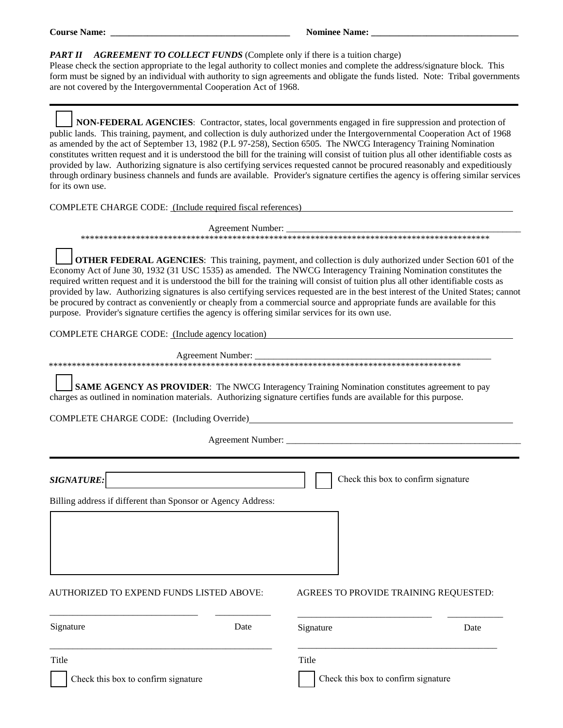**Course Name:** \_\_\_\_\_\_\_\_\_\_\_\_\_\_\_\_\_\_\_\_\_\_\_\_\_\_\_\_\_\_\_\_\_\_\_\_\_\_ **Nominee Name:** \_\_\_\_\_\_\_\_\_\_\_\_\_\_\_\_\_\_\_\_\_\_\_\_\_\_\_\_\_\_\_\_

***PART II AGREEMENT TO COLLECT FUNDS*** (Complete only if there is a tuition charge)
Please check the section appropriate to the legal authority to collect monies and complete the address/signature block. This form must be signed by an individual with authority to sign agreements and obligate the funds listed. Note: Tribal governments are not covered by the Intergovernmental Cooperation Act of 1968.

---

☐ **NON-FEDERAL AGENCIES**: Contractor, states, local governments engaged in fire suppression and protection of public lands. This training, payment, and collection is duly authorized under the Intergovernmental Cooperation Act of 1968 as amended by the act of September 13, 1982 (P.L 97-258), Section 6505. The NWCG Interagency Training Nomination constitutes written request and it is understood the bill for the training will consist of tuition plus all other identifiable costs as provided by law. Authorizing signature is also certifying services requested cannot be procured reasonably and expeditiously through ordinary business channels and funds are available. Provider's signature certifies the agency is offering similar services for its own use.

COMPLETE CHARGE CODE: (Include required fiscal references) \_\_\_\_\_\_\_\_\_\_\_\_\_\_\_\_\_\_\_\_\_\_\_\_\_\_\_\_\_\_\_\_\_\_\_\_\_\_

Agreement Number: \_\_\_\_\_\_\_\_\_\_\_\_\_\_\_\_\_\_\_\_\_\_\_\_\_\_\_\_\_\_\_\_\_\_\_\_\_\_\_\_\_\_\_\_\_\_\_\_\_\_

\*\*\*\*\*\*\*\*\*\*\*\*\*\*\*\*\*\*\*\*\*\*\*\*\*\*\*\*\*\*\*\*\*\*\*\*\*\*\*\*\*\*\*\*\*\*\*\*\*\*\*\*\*\*\*\*\*\*\*\*\*\*\*\*\*\*\*\*\*\*\*\*\*\*\*\*\*\*\*\*\*\*\*\*\*\*\*\*\*

☐ **OTHER FEDERAL AGENCIES**: This training, payment, and collection is duly authorized under Section 601 of the Economy Act of June 30, 1932 (31 USC 1535) as amended. The NWCG Interagency Training Nomination constitutes the required written request and it is understood the bill for the training will consist of tuition plus all other identifiable costs as provided by law. Authorizing signatures is also certifying services requested are in the best interest of the United States; cannot be procured by contract as conveniently or cheaply from a commercial source and appropriate funds are available for this purpose. Provider's signature certifies the agency is offering similar services for its own use.

COMPLETE CHARGE CODE: (Include agency location) \_\_\_\_\_\_\_\_\_\_\_\_\_\_\_\_\_\_\_\_\_\_\_\_\_\_\_\_\_\_\_\_\_\_\_\_\_\_\_\_\_\_\_\_

Agreement Number: \_\_\_\_\_\_\_\_\_\_\_\_\_\_\_\_\_\_\_\_\_\_\_\_\_\_\_\_\_\_\_\_\_\_\_\_\_\_\_\_\_\_\_\_\_\_\_\_\_\_

\*\*\*\*\*\*\*\*\*\*\*\*\*\*\*\*\*\*\*\*\*\*\*\*\*\*\*\*\*\*\*\*\*\*\*\*\*\*\*\*\*\*\*\*\*\*\*\*\*\*\*\*\*\*\*\*\*\*\*\*\*\*\*\*\*\*\*\*\*\*\*\*\*\*\*\*\*\*\*\*\*\*\*\*\*\*\*\*\*

☐ **SAME AGENCY AS PROVIDER**: The NWCG Interagency Training Nomination constitutes agreement to pay charges as outlined in nomination materials. Authorizing signature certifies funds are available for this purpose.

COMPLETE CHARGE CODE: (Including Override) \_\_\_\_\_\_\_\_\_\_\_\_\_\_\_\_\_\_\_\_\_\_\_\_\_\_\_\_\_\_\_\_\_\_\_\_\_\_\_\_\_\_\_\_\_\_

Agreement Number: \_\_\_\_\_\_\_\_\_\_\_\_\_\_\_\_\_\_\_\_\_\_\_\_\_\_\_\_\_\_\_\_\_\_\_\_\_\_\_\_\_\_\_\_\_\_\_\_\_\_

---

***SIGNATURE:*** \_\_\_\_\_\_\_\_\_\_\_\_\_\_\_\_\_\_\_\_\_\_\_\_\_\_\_\_\_\_ ☐ Check this box to confirm signature

Billing address if different than Sponsor or Agency Address:

AUTHORIZED TO EXPEND FUNDS LISTED ABOVE:

\_\_\_\_\_\_\_\_\_\_\_\_\_\_\_\_\_\_\_\_\_\_\_\_\_\_\_\_ \_\_\_\_\_\_\_\_\_\_\_\_
Signature Date

\_\_\_\_\_\_\_\_\_\_\_\_\_\_\_\_\_\_\_\_\_\_\_\_\_\_\_\_\_\_\_\_\_\_\_\_\_\_\_\_\_\_\_\_
Title

☐ Check this box to confirm signature

AGREES TO PROVIDE TRAINING REQUESTED:

\_\_\_\_\_\_\_\_\_\_\_\_\_\_\_\_\_\_\_\_\_\_\_\_\_\_\_\_ \_\_\_\_\_\_\_\_\_\_\_\_
Signature Date

\_\_\_\_\_\_\_\_\_\_\_\_\_\_\_\_\_\_\_\_\_\_\_\_\_\_\_\_\_\_\_\_\_\_\_\_\_\_\_\_\_\_\_\_
Title

☐ Check this box to confirm signature